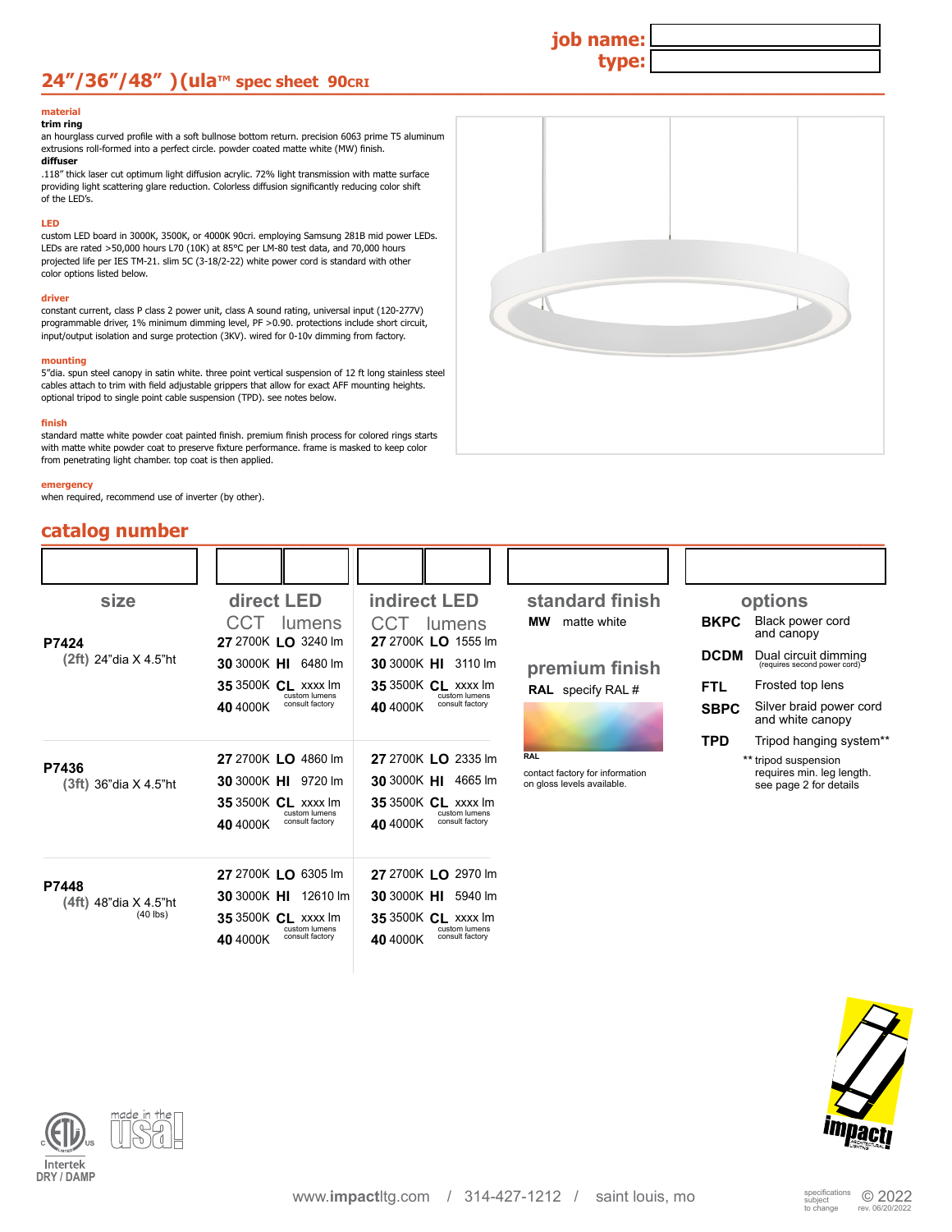job name:
type:

# 24"/36"/48" )(ula™ spec sheet 90CRI

**material**

**trim ring**
an hourglass curved profile with a soft bullnose bottom return. precision 6063 prime T5 aluminum extrusions roll-formed into a perfect circle. powder coated matte white (MW) finish.

**diffuser**
.118" thick laser cut optimum light diffusion acrylic. 72% light transmission with matte surface providing light scattering glare reduction. Colorless diffusion significantly reducing color shift of the LED's.

**LED**
custom LED board in 3000K, 3500K, or 4000K 90cri. employing Samsung 281B mid power LEDs. LEDs are rated >50,000 hours L70 (10K) at 85°C per LM-80 test data, and 70,000 hours projected life per IES TM-21. slim 5C (3-18/2-22) white power cord is standard with other color options listed below.

**driver**
constant current, class P class 2 power unit, class A sound rating, universal input (120-277V) programmable driver, 1% minimum dimming level, PF >0.90. protections include short circuit, input/output isolation and surge protection (3KV). wired for 0-10v dimming from factory.

**mounting**
5"dia. spun steel canopy in satin white. three point vertical suspension of 12 ft long stainless steel cables attach to trim with field adjustable grippers that allow for exact AFF mounting heights. optional tripod to single point cable suspension (TPD). see notes below.

**finish**
standard matte white powder coat painted finish. premium finish process for colored rings starts with matte white powder coat to preserve fixture performance. frame is masked to keep color from penetrating light chamber. top coat is then applied.

**emergency**
when required, recommend use of inverter (by other).

## catalog number

| size | direct LED CCT | direct LED lumens | indirect LED CCT | indirect LED lumens |
|---|---|---|---|---|
| **P7424** (2ft) 24"dia X 4.5"ht | **27** 2700K | **LO** 3240 lm | **27** 2700K | **LO** 1555 lm |
| | **30** 3000K | **HI** 6480 lm | **30** 3000K | **HI** 3110 lm |
| | **35** 3500K | **CL** xxxx lm (custom lumens consult factory) | **35** 3500K | **CL** xxxx lm (custom lumens consult factory) |
| | **40** 4000K | | **40** 4000K | |
| **P7436** (3ft) 36"dia X 4.5"ht | **27** 2700K | **LO** 4860 lm | **27** 2700K | **LO** 2335 lm |
| | **30** 3000K | **HI** 9720 lm | **30** 3000K | **HI** 4665 lm |
| | **35** 3500K | **CL** xxxx lm (custom lumens consult factory) | **35** 3500K | **CL** xxxx lm (custom lumens consult factory) |
| | **40** 4000K | | **40** 4000K | |
| **P7448** (4ft) 48"dia X 4.5"ht (40 lbs) | **27** 2700K | **LO** 6305 lm | **27** 2700K | **LO** 2970 lm |
| | **30** 3000K | **HI** 12610 lm | **30** 3000K | **HI** 5940 lm |
| | **35** 3500K | **CL** xxxx lm (custom lumens consult factory) | **35** 3500K | **CL** xxxx lm (custom lumens consult factory) |
| | **40** 4000K | | **40** 4000K | |

### standard finish
**MW** matte white

### premium finish
**RAL** specify RAL #

RAL
contact factory for information on gloss levels available.

### options
- **BKPC** Black power cord and canopy
- **DCDM** Dual circuit dimming (requires second power cord)
- **FTL** Frosted top lens
- **SBPC** Silver braid power cord and white canopy
- **TPD** Tripod hanging system**

** tripod suspension requires min. leg length. see page 2 for details

Intertek DRY / DAMP

made in the usa

www.impactltg.com / 314-427-1212 / saint louis, mo

specifications subject to change © 2022 rev. 06/20/2022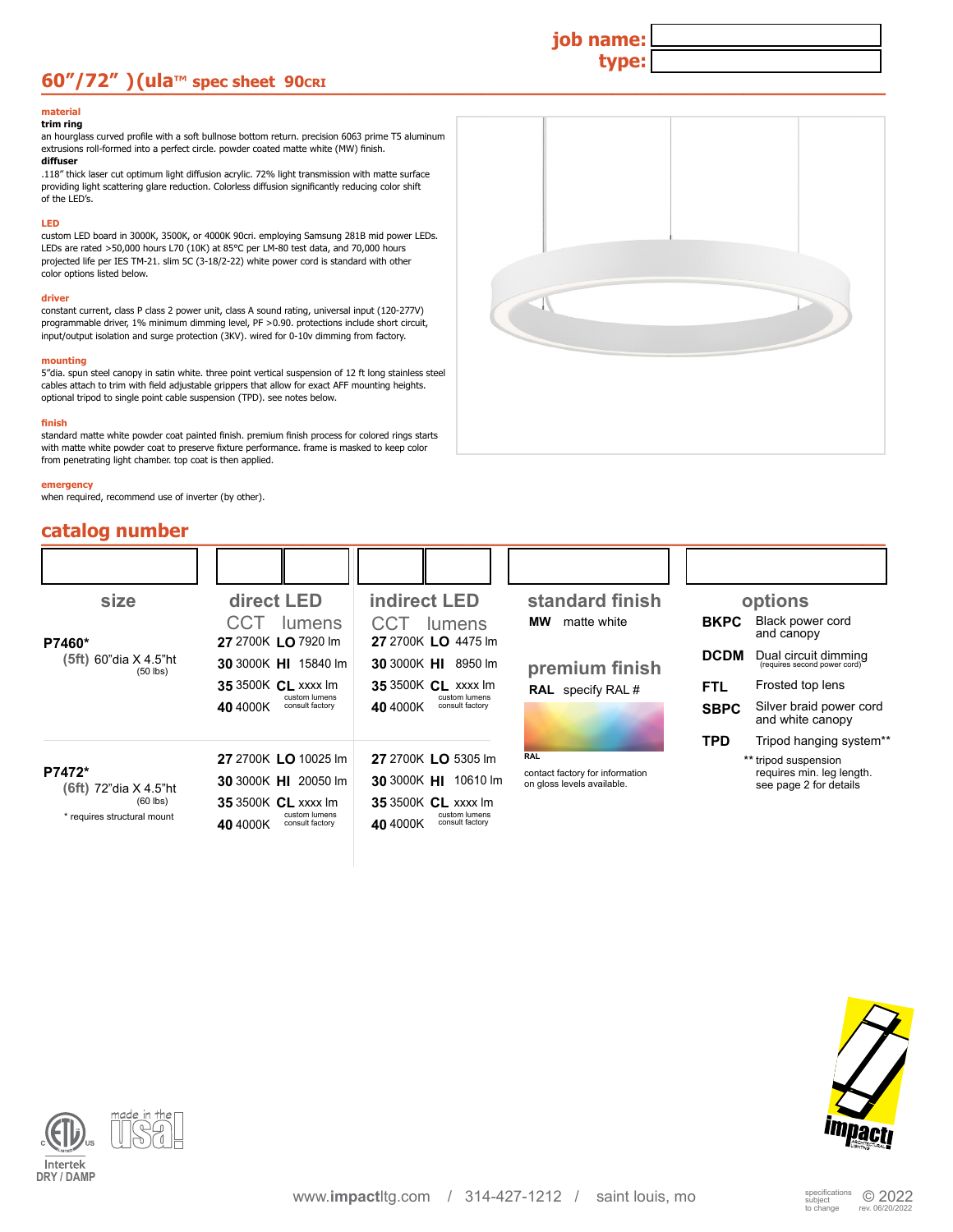job name:

type:

# 60"/72" )(ula™ spec sheet 90CRI

## material

**trim ring**

an hourglass curved profile with a soft bullnose bottom return. precision 6063 prime T5 aluminum extrusions roll-formed into a perfect circle. powder coated matte white (MW) finish.

**diffuser**

.118" thick laser cut optimum light diffusion acrylic. 72% light transmission with matte surface providing light scattering glare reduction. Colorless diffusion significantly reducing color shift of the LED's.

## LED

custom LED board in 3000K, 3500K, or 4000K 90cri. employing Samsung 281B mid power LEDs. LEDs are rated >50,000 hours L70 (10K) at 85°C per LM-80 test data, and 70,000 hours projected life per IES TM-21. slim 5C (3-18/2-22) white power cord is standard with other color options listed below.

## driver

constant current, class P class 2 power unit, class A sound rating, universal input (120-277V) programmable driver, 1% minimum dimming level, PF >0.90. protections include short circuit, input/output isolation and surge protection (3KV). wired for 0-10v dimming from factory.

## mounting

5"dia. spun steel canopy in satin white. three point vertical suspension of 12 ft long stainless steel cables attach to trim with field adjustable grippers that allow for exact AFF mounting heights. optional tripod to single point cable suspension (TPD). see notes below.

## finish

standard matte white powder coat painted finish. premium finish process for colored rings starts with matte white powder coat to preserve fixture performance. frame is masked to keep color from penetrating light chamber. top coat is then applied.

## emergency

when required, recommend use of inverter (by other).

## catalog number

| size | direct LED CCT | direct LED lumens | indirect LED CCT | indirect LED lumens |
|---|---|---|---|---|
| **P7460*** (5ft) 60"dia X 4.5"ht (50 lbs) | **27** 2700K | **LO** 7920 lm | **27** 2700K | **LO** 4475 lm |
| | **30** 3000K | **HI** 15840 lm | **30** 3000K | **HI** 8950 lm |
| | **35** 3500K | **CL** xxxx lm (custom lumens consult factory) | **35** 3500K | **CL** xxxx lm (custom lumens consult factory) |
| | **40** 4000K | | **40** 4000K | |
| **P7472*** (6ft) 72"dia X 4.5"ht (60 lbs) | **27** 2700K | **LO** 10025 lm | **27** 2700K | **LO** 5305 lm |
| | **30** 3000K | **HI** 20050 lm | **30** 3000K | **HI** 10610 lm |
| | **35** 3500K | **CL** xxxx lm (custom lumens consult factory) | **35** 3500K | **CL** xxxx lm (custom lumens consult factory) |
| * requires structural mount | **40** 4000K | | **40** 4000K | |

### standard finish

**MW** matte white

### premium finish

**RAL** specify RAL #

RAL

contact factory for information on gloss levels available.

### options

| | |
|---|---|
| **BKPC** | Black power cord and canopy |
| **DCDM** | Dual circuit dimming (requires second power cord) |
| **FTL** | Frosted top lens |
| **SBPC** | Silver braid power cord and white canopy |
| **TPD** | Tripod hanging system** |

** tripod suspension requires min. leg length. see page 2 for details

Intertek DRY / DAMP

made in the usa

www.impactltg.com / 314-427-1212 / saint louis, mo

specifications subject to change © 2022 rev. 06/20/2022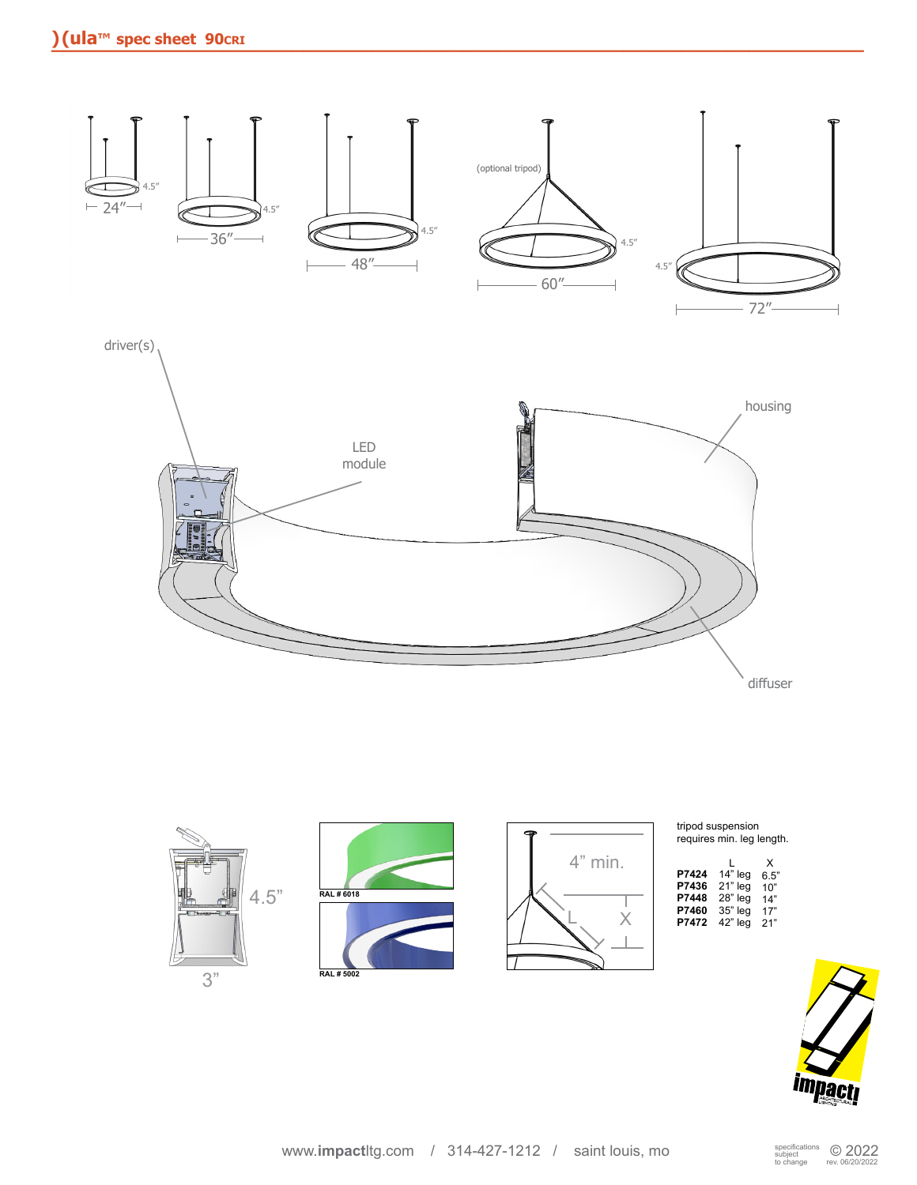# )(ula™ spec sheet 90CRI

24" 4.5"

36" 4.5"

48" 4.5"

(optional tripod)

60" 4.5"

72" 4.5"

driver(s)

LED module

housing

diffuser

4.5"

3"

RAL # 6018

RAL # 5002

4" min.

L

X

tripod suspension requires min. leg length.

| | L | X |
|---|---|---|
| **P7424** | 14" leg | 6.5" |
| **P7436** | 21" leg | 10" |
| **P7448** | 28" leg | 14" |
| **P7460** | 35" leg | 17" |
| **P7472** | 42" leg | 21" |

www.**impact**ltg.com / 314-427-1212 / saint louis, mo

specifications subject to change © 2022 rev. 06/20/2022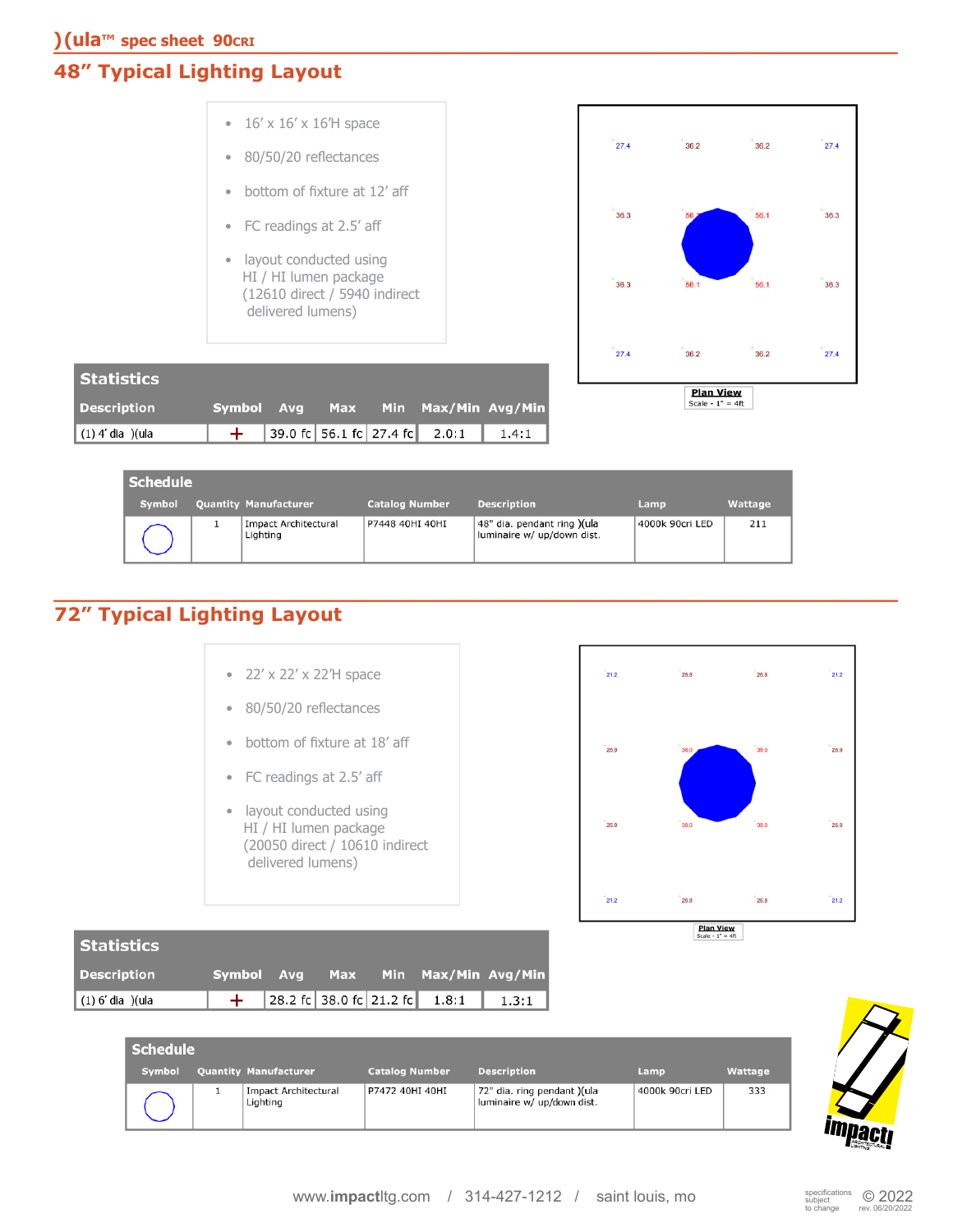## 48" Typical Lighting Layout

- 16' x 16' x 16'H space
- 80/50/20 reflectances
- bottom of fixture at 12' aff
- FC readings at 2.5' aff
- layout conducted using HI / HI lumen package (12610 direct / 5940 indirect delivered lumens)

| 27.4 | 36.2 | 36.2 | 27.4 |
|---|---|---|---|
| 36.3 | 56.1 | 56.1 | 36.3 |
| 36.3 | 56.1 | 56.1 | 36.3 |
| 27.4 | 36.2 | 36.2 | 27.4 |

Plan View
Scale - 1" = 4ft

### Statistics

| Description | Symbol | Avg | Max | Min | Max/Min | Avg/Min |
|---|---|---|---|---|---|---|
| (1) 4' dia )(ula | + | 39.0 fc | 56.1 fc | 27.4 fc | 2.0:1 | 1.4:1 |

### Schedule

| Symbol | Quantity | Manufacturer | Catalog Number | Description | Lamp | Wattage |
|---|---|---|---|---|---|---|
| ○ | 1 | Impact Architectural Lighting | P7448 40HI 40HI | 48" dia. pendant ring )(ula luminaire w/ up/down dist. | 4000k 90cri LED | 211 |

## 72" Typical Lighting Layout

- 22' x 22' x 22'H space
- 80/50/20 reflectances
- bottom of fixture at 18' aff
- FC readings at 2.5' aff
- layout conducted using HI / HI lumen package (20050 direct / 10610 indirect delivered lumens)

| 21.2 | 26.8 | 26.8 | 21.2 |
|---|---|---|---|
| 26.9 | 38.0 | 38.0 | 26.9 |
| 26.9 | 38.0 | 38.0 | 26.9 |
| 21.2 | 26.8 | 26.8 | 21.2 |

Plan View
Scale - 1" = 4ft

### Statistics

| Description | Symbol | Avg | Max | Min | Max/Min | Avg/Min |
|---|---|---|---|---|---|---|
| (1) 6' dia )(ula | + | 28.2 fc | 38.0 fc | 21.2 fc | 1.8:1 | 1.3:1 |

### Schedule

| Symbol | Quantity | Manufacturer | Catalog Number | Description | Lamp | Wattage |
|---|---|---|---|---|---|---|
| ○ | 1 | Impact Architectural Lighting | P7472 40HI 40HI | 72" dia. ring pendant )(ula luminaire w/ up/down dist. | 4000k 90cri LED | 333 |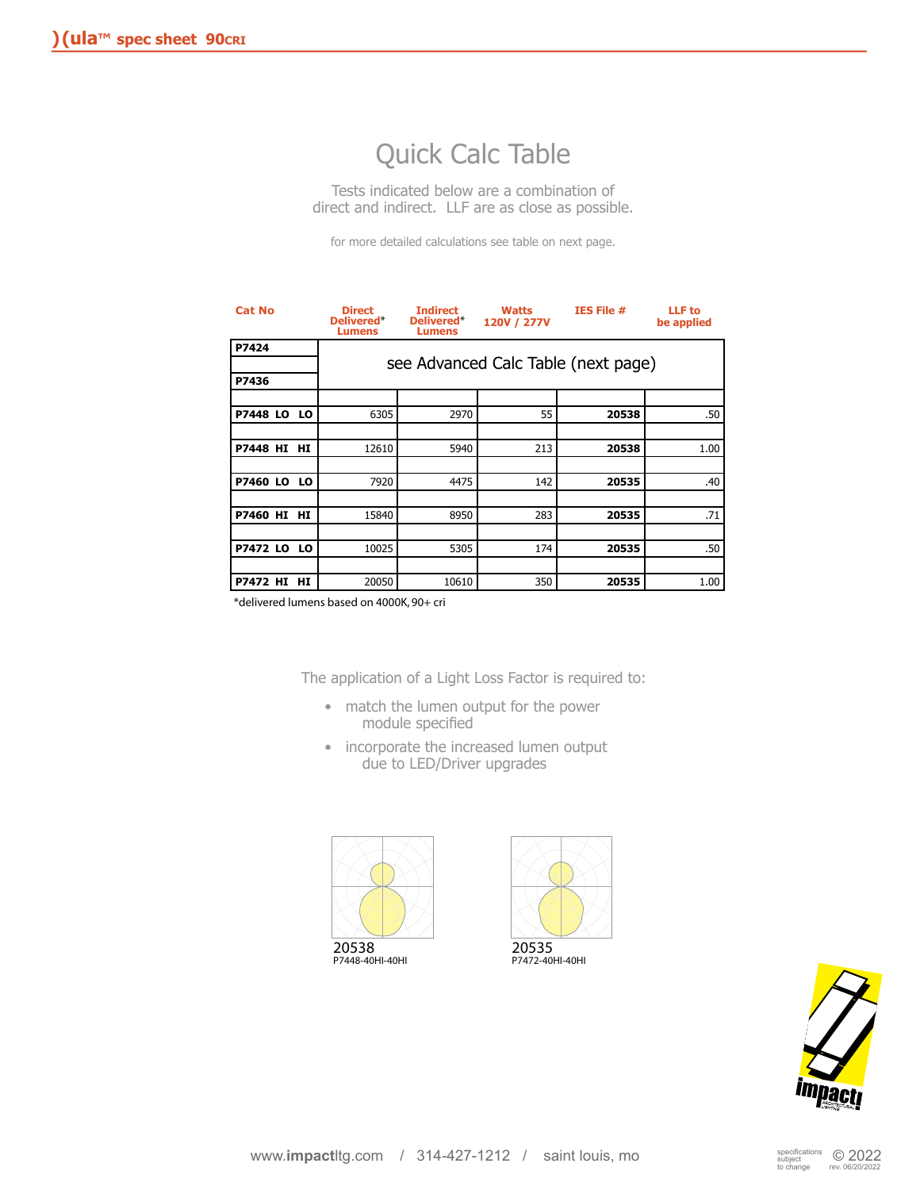# Quick Calc Table

Tests indicated below are a combination of direct and indirect. LLF are as close as possible.

for more detailed calculations see table on next page.

| Cat No | Direct Delivered* Lumens | Indirect Delivered* Lumens | Watts 120V / 277V | IES File # | LLF to be applied |
|---|---|---|---|---|---|
| **P7424** | see Advanced Calc Table (next page) | | | | |
| **P7436** | | | | | |
| **P7448 LO LO** | 6305 | 2970 | 55 | **20538** | .50 |
| **P7448 HI HI** | 12610 | 5940 | 213 | **20538** | 1.00 |
| **P7460 LO LO** | 7920 | 4475 | 142 | **20535** | .40 |
| **P7460 HI HI** | 15840 | 8950 | 283 | **20535** | .71 |
| **P7472 LO LO** | 10025 | 5305 | 174 | **20535** | .50 |
| **P7472 HI HI** | 20050 | 10610 | 350 | **20535** | 1.00 |

*delivered lumens based on 4000K, 90+ cri

The application of a Light Loss Factor is required to:

- match the lumen output for the power module specified
- incorporate the increased lumen output due to LED/Driver upgrades

20538
P7448-40HI-40HI

20535
P7472-40HI-40HI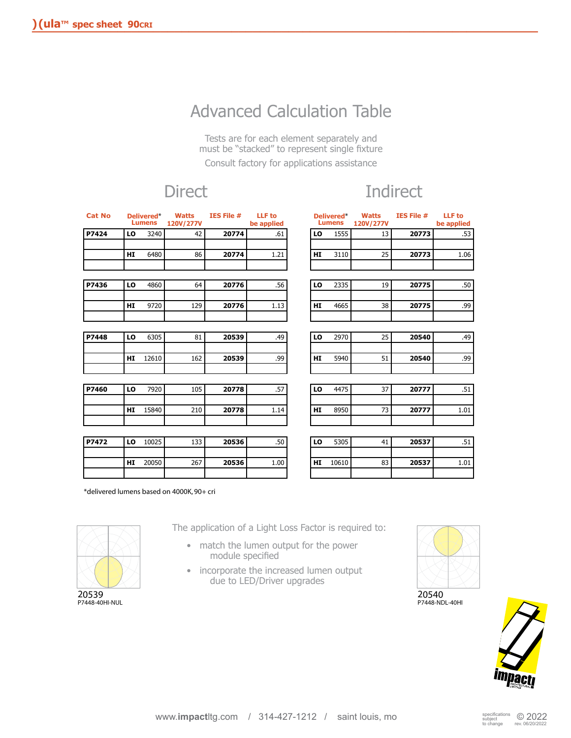# Advanced Calculation Table

Tests are for each element separately and must be "stacked" to represent single fixture

Consult factory for applications assistance

| | Direct | | | | | Indirect | | | | |
|---|---|---|---|---|---|---|---|---|---|---|
| Cat No | | Delivered* Lumens | Watts 120V/277V | IES File # | LLF to be applied | | Delivered* Lumens | Watts 120V/277V | IES File # | LLF to be applied |
| P7424 | LO | 3240 | 42 | 20774 | .61 | LO | 1555 | 13 | 20773 | .53 |
| | HI | 6480 | 86 | 20774 | 1.21 | HI | 3110 | 25 | 20773 | 1.06 |
| P7436 | LO | 4860 | 64 | 20776 | .56 | LO | 2335 | 19 | 20775 | .50 |
| | HI | 9720 | 129 | 20776 | 1.13 | HI | 4665 | 38 | 20775 | .99 |
| P7448 | LO | 6305 | 81 | 20539 | .49 | LO | 2970 | 25 | 20540 | .49 |
| | HI | 12610 | 162 | 20539 | .99 | HI | 5940 | 51 | 20540 | .99 |
| P7460 | LO | 7920 | 105 | 20778 | .57 | LO | 4475 | 37 | 20777 | .51 |
| | HI | 15840 | 210 | 20778 | 1.14 | HI | 8950 | 73 | 20777 | 1.01 |
| P7472 | LO | 10025 | 133 | 20536 | .50 | LO | 5305 | 41 | 20537 | .51 |
| | HI | 20050 | 267 | 20536 | 1.00 | HI | 10610 | 83 | 20537 | 1.01 |

*delivered lumens based on 4000K, 90+ cri

20539
P7448-40HI-NUL

The application of a Light Loss Factor is required to:

- match the lumen output for the power module specified
- incorporate the increased lumen output due to LED/Driver upgrades

20540
P7448-NDL-40HI